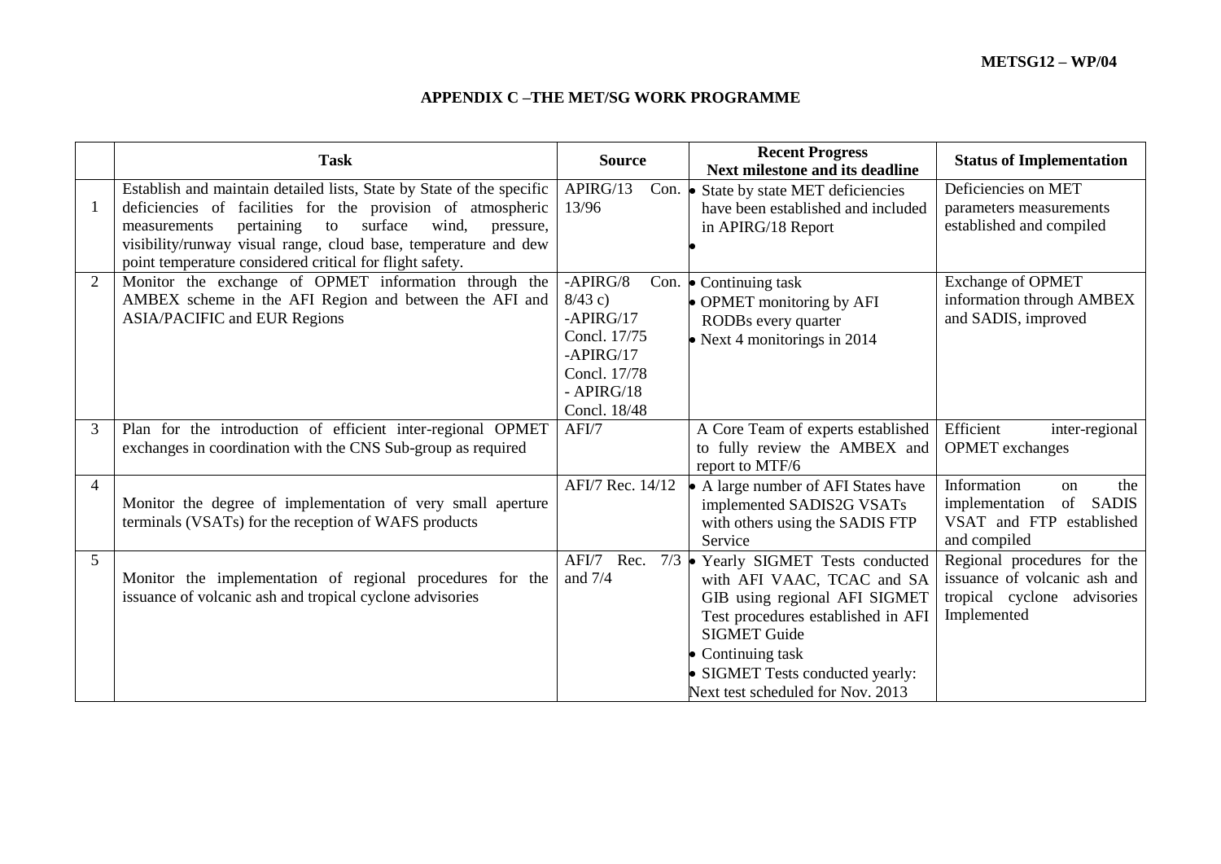## APPENDIX C –THE MET/SG WORK PROGRAMME

| | Task | Source | Recent Progress<br>Next milestone and its deadline | Status of Implementation |
|---|---|---|---|---|
| 1 | Establish and maintain detailed lists, State by State of the specific deficiencies of facilities for the provision of atmospheric measurements pertaining to surface wind, pressure, visibility/runway visual range, cloud base, temperature and dew point temperature considered critical for flight safety. | APIRG/13 Con. 13/96 | • State by state MET deficiencies have been established and included in APIRG/18 Report<br>• | Deficiencies on MET parameters measurements established and compiled |
| 2 | Monitor the exchange of OPMET information through the AMBEX scheme in the AFI Region and between the AFI and ASIA/PACIFIC and EUR Regions | -APIRG/8 Con. 8/43 c)<br>-APIRG/17 Concl. 17/75<br>-APIRG/17 Concl. 17/78<br>- APIRG/18 Concl. 18/48 | • Continuing task<br>• OPMET monitoring by AFI RODBs every quarter<br>• Next 4 monitorings in 2014 | Exchange of OPMET information through AMBEX and SADIS, improved |
| 3 | Plan for the introduction of efficient inter-regional OPMET exchanges in coordination with the CNS Sub-group as required | AFI/7 | A Core Team of experts established to fully review the AMBEX and report to MTF/6 | Efficient inter-regional OPMET exchanges |
| 4 | Monitor the degree of implementation of very small aperture terminals (VSATs) for the reception of WAFS products | AFI/7 Rec. 14/12 | • A large number of AFI States have implemented SADIS2G VSATs with others using the SADIS FTP Service | Information on the implementation of SADIS VSAT and FTP established and compiled |
| 5 | Monitor the implementation of regional procedures for the issuance of volcanic ash and tropical cyclone advisories | AFI/7 Rec. 7/3 and 7/4 | • Yearly SIGMET Tests conducted with AFI VAAC, TCAC and SA GIB using regional AFI SIGMET Test procedures established in AFI SIGMET Guide<br>• Continuing task<br>• SIGMET Tests conducted yearly: Next test scheduled for Nov. 2013 | Regional procedures for the issuance of volcanic ash and tropical cyclone advisories Implemented |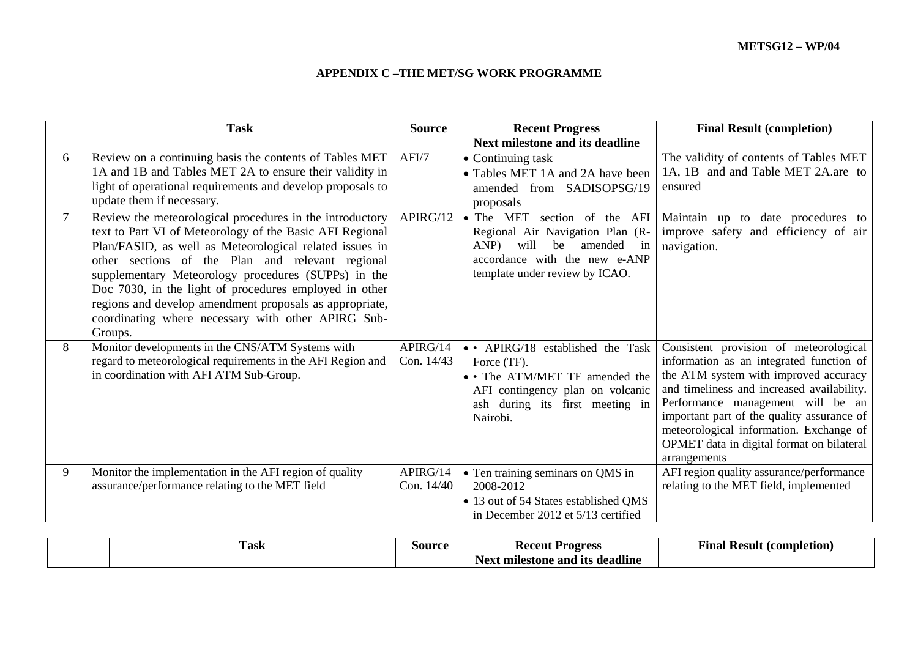**METSG12 – WP/04**

## APPENDIX C –THE MET/SG WORK PROGRAMME

| | Task | Source | Recent Progress<br>Next milestone and its deadline | Final Result (completion) |
|---|---|---|---|---|
| 6 | Review on a continuing basis the contents of Tables MET 1A and 1B and Tables MET 2A to ensure their validity in light of operational requirements and develop proposals to update them if necessary. | AFI/7 | • Continuing task<br>• Tables MET 1A and 2A have been amended from SADISOPSG/19 proposals | The validity of contents of Tables MET 1A, 1B and and Table MET 2A.are to ensured |
| 7 | Review the meteorological procedures in the introductory text to Part VI of Meteorology of the Basic AFI Regional Plan/FASID, as well as Meteorological related issues in other sections of the Plan and relevant regional supplementary Meteorology procedures (SUPPs) in the Doc 7030, in the light of procedures employed in other regions and develop amendment proposals as appropriate, coordinating where necessary with other APIRG Sub-Groups. | APIRG/12 | • The MET section of the AFI Regional Air Navigation Plan (R-ANP) will be amended in accordance with the new e-ANP template under review by ICAO. | Maintain up to date procedures to improve safety and efficiency of air navigation. |
| 8 | Monitor developments in the CNS/ATM Systems with regard to meteorological requirements in the AFI Region and in coordination with AFI ATM Sub-Group. | APIRG/14<br>Con. 14/43 | • • APIRG/18 established the Task Force (TF).<br>• • The ATM/MET TF amended the AFI contingency plan on volcanic ash during its first meeting in Nairobi. | Consistent provision of meteorological information as an integrated function of the ATM system with improved accuracy and timeliness and increased availability. Performance management will be an important part of the quality assurance of meteorological information. Exchange of OPMET data in digital format on bilateral arrangements |
| 9 | Monitor the implementation in the AFI region of quality assurance/performance relating to the MET field | APIRG/14<br>Con. 14/40 | • Ten training seminars on QMS in 2008-2012<br>• 13 out of 54 States established QMS in December 2012 et 5/13 certified | AFI region quality assurance/performance relating to the MET field, implemented |

| | Task | Source | Recent Progress<br>Next milestone and its deadline | Final Result (completion) |
|---|---|---|---|---|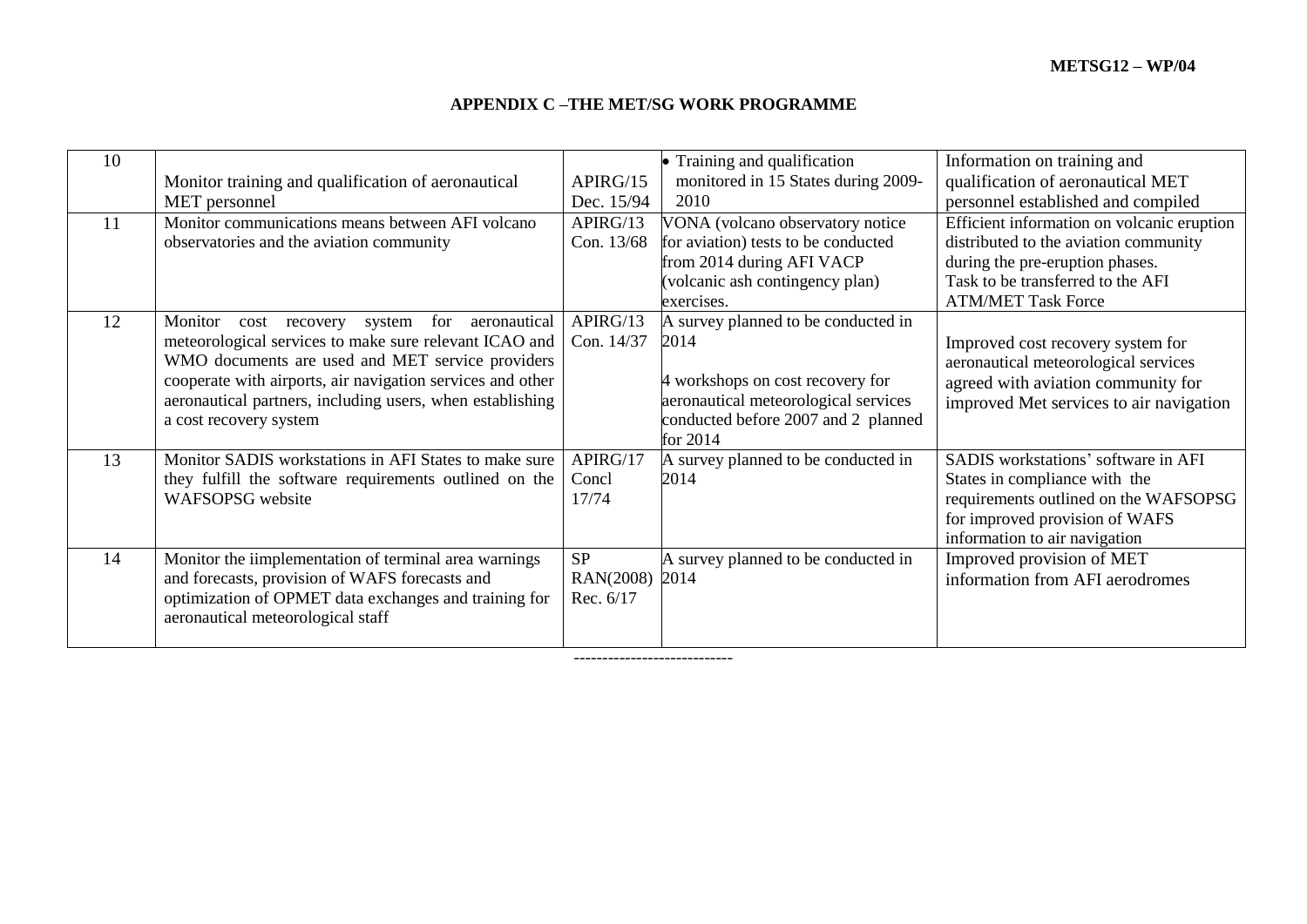**METSG12 – WP/04**

## APPENDIX C –THE MET/SG WORK PROGRAMME

| | | | | |
|---|---|---|---|---|
| 10 | Monitor training and qualification of aeronautical MET personnel | APIRG/15 Dec. 15/94 | • Training and qualification monitored in 15 States during 2009-2010 | Information on training and qualification of aeronautical MET personnel established and compiled |
| 11 | Monitor communications means between AFI volcano observatories and the aviation community | APIRG/13 Con. 13/68 | VONA (volcano observatory notice for aviation) tests to be conducted from 2014 during AFI VACP (volcanic ash contingency plan) exercises. | Efficient information on volcanic eruption distributed to the aviation community during the pre-eruption phases. Task to be transferred to the AFI ATM/MET Task Force |
| 12 | Monitor cost recovery system for aeronautical meteorological services to make sure relevant ICAO and WMO documents are used and MET service providers cooperate with airports, air navigation services and other aeronautical partners, including users, when establishing a cost recovery system | APIRG/13 Con. 14/37 | A survey planned to be conducted in 2014<br><br>4 workshops on cost recovery for aeronautical meteorological services conducted before 2007 and 2 planned for 2014 | Improved cost recovery system for aeronautical meteorological services agreed with aviation community for improved Met services to air navigation |
| 13 | Monitor SADIS workstations in AFI States to make sure they fulfill the software requirements outlined on the WAFSOPSG website | APIRG/17 Concl 17/74 | A survey planned to be conducted in 2014 | SADIS workstations' software in AFI States in compliance with the requirements outlined on the WAFSOPSG for improved provision of WAFS information to air navigation |
| 14 | Monitor the iimplementation of terminal area warnings and forecasts, provision of WAFS forecasts and optimization of OPMET data exchanges and training for aeronautical meteorological staff | SP RAN(2008) Rec. 6/17 | A survey planned to be conducted in 2014 | Improved provision of MET information from AFI aerodromes |

----------------------------